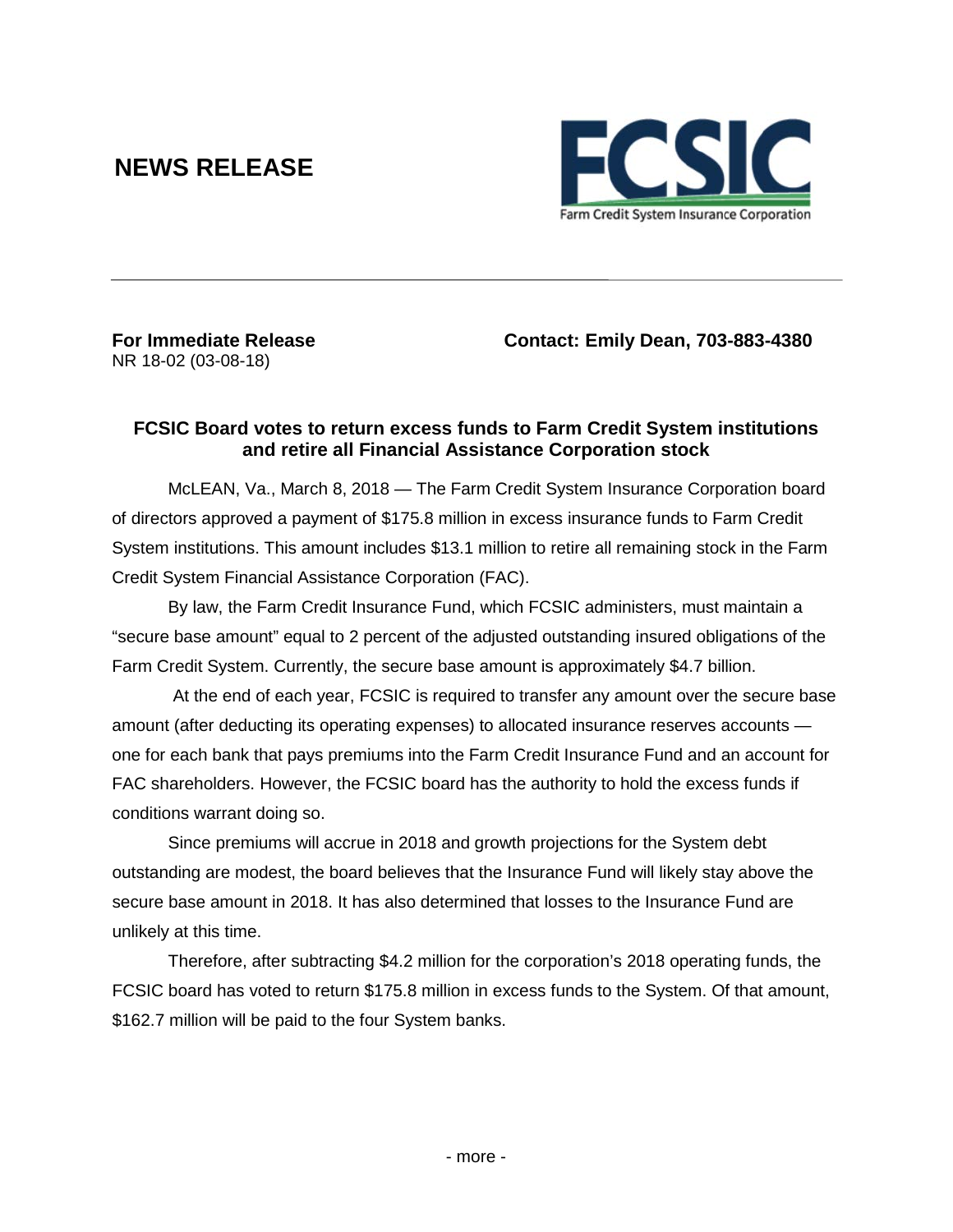# NEWS RELEASE

FCSIC

Farm Credit System Insurance Corporation

**For Immediate Release** **Contact: Emily Dean, 703-883-4380**

NR 18-02 (03-08-18)

## FCSIC Board votes to return excess funds to Farm Credit System institutions and retire all Financial Assistance Corporation stock

McLEAN, Va., March 8, 2018 — The Farm Credit System Insurance Corporation board of directors approved a payment of $175.8 million in excess insurance funds to Farm Credit System institutions. This amount includes $13.1 million to retire all remaining stock in the Farm Credit System Financial Assistance Corporation (FAC).

By law, the Farm Credit Insurance Fund, which FCSIC administers, must maintain a "secure base amount" equal to 2 percent of the adjusted outstanding insured obligations of the Farm Credit System. Currently, the secure base amount is approximately $4.7 billion.

At the end of each year, FCSIC is required to transfer any amount over the secure base amount (after deducting its operating expenses) to allocated insurance reserves accounts — one for each bank that pays premiums into the Farm Credit Insurance Fund and an account for FAC shareholders. However, the FCSIC board has the authority to hold the excess funds if conditions warrant doing so.

Since premiums will accrue in 2018 and growth projections for the System debt outstanding are modest, the board believes that the Insurance Fund will likely stay above the secure base amount in 2018. It has also determined that losses to the Insurance Fund are unlikely at this time.

Therefore, after subtracting $4.2 million for the corporation's 2018 operating funds, the FCSIC board has voted to return $175.8 million in excess funds to the System. Of that amount, $162.7 million will be paid to the four System banks.

- more -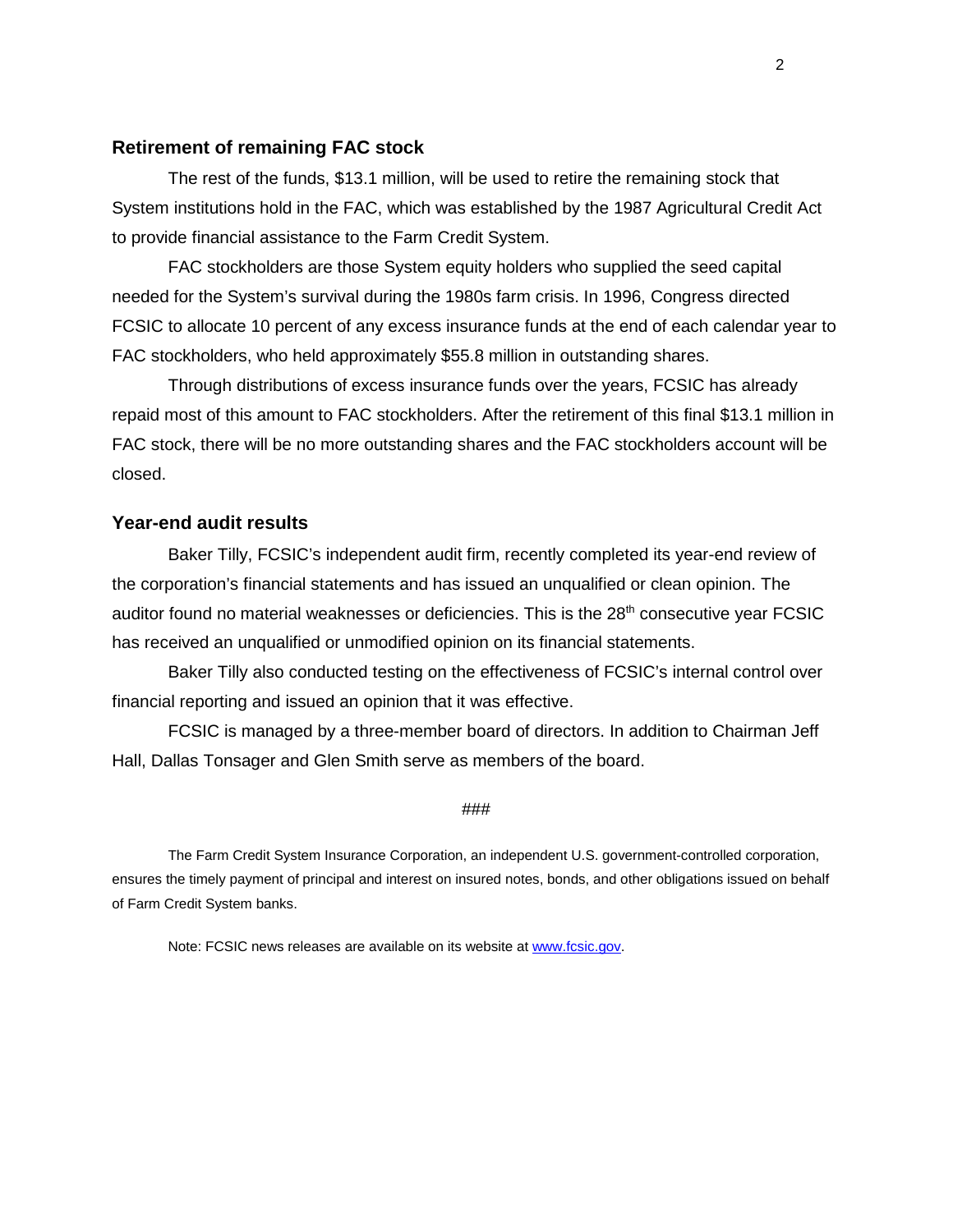## Retirement of remaining FAC stock

The rest of the funds, $13.1 million, will be used to retire the remaining stock that System institutions hold in the FAC, which was established by the 1987 Agricultural Credit Act to provide financial assistance to the Farm Credit System.

FAC stockholders are those System equity holders who supplied the seed capital needed for the System's survival during the 1980s farm crisis. In 1996, Congress directed FCSIC to allocate 10 percent of any excess insurance funds at the end of each calendar year to FAC stockholders, who held approximately $55.8 million in outstanding shares.

Through distributions of excess insurance funds over the years, FCSIC has already repaid most of this amount to FAC stockholders. After the retirement of this final $13.1 million in FAC stock, there will be no more outstanding shares and the FAC stockholders account will be closed.

## Year-end audit results

Baker Tilly, FCSIC's independent audit firm, recently completed its year-end review of the corporation's financial statements and has issued an unqualified or clean opinion. The auditor found no material weaknesses or deficiencies. This is the 28th consecutive year FCSIC has received an unqualified or unmodified opinion on its financial statements.

Baker Tilly also conducted testing on the effectiveness of FCSIC's internal control over financial reporting and issued an opinion that it was effective.

FCSIC is managed by a three-member board of directors. In addition to Chairman Jeff Hall, Dallas Tonsager and Glen Smith serve as members of the board.

###

The Farm Credit System Insurance Corporation, an independent U.S. government-controlled corporation, ensures the timely payment of principal and interest on insured notes, bonds, and other obligations issued on behalf of Farm Credit System banks.

Note: FCSIC news releases are available on its website at www.fcsic.gov.